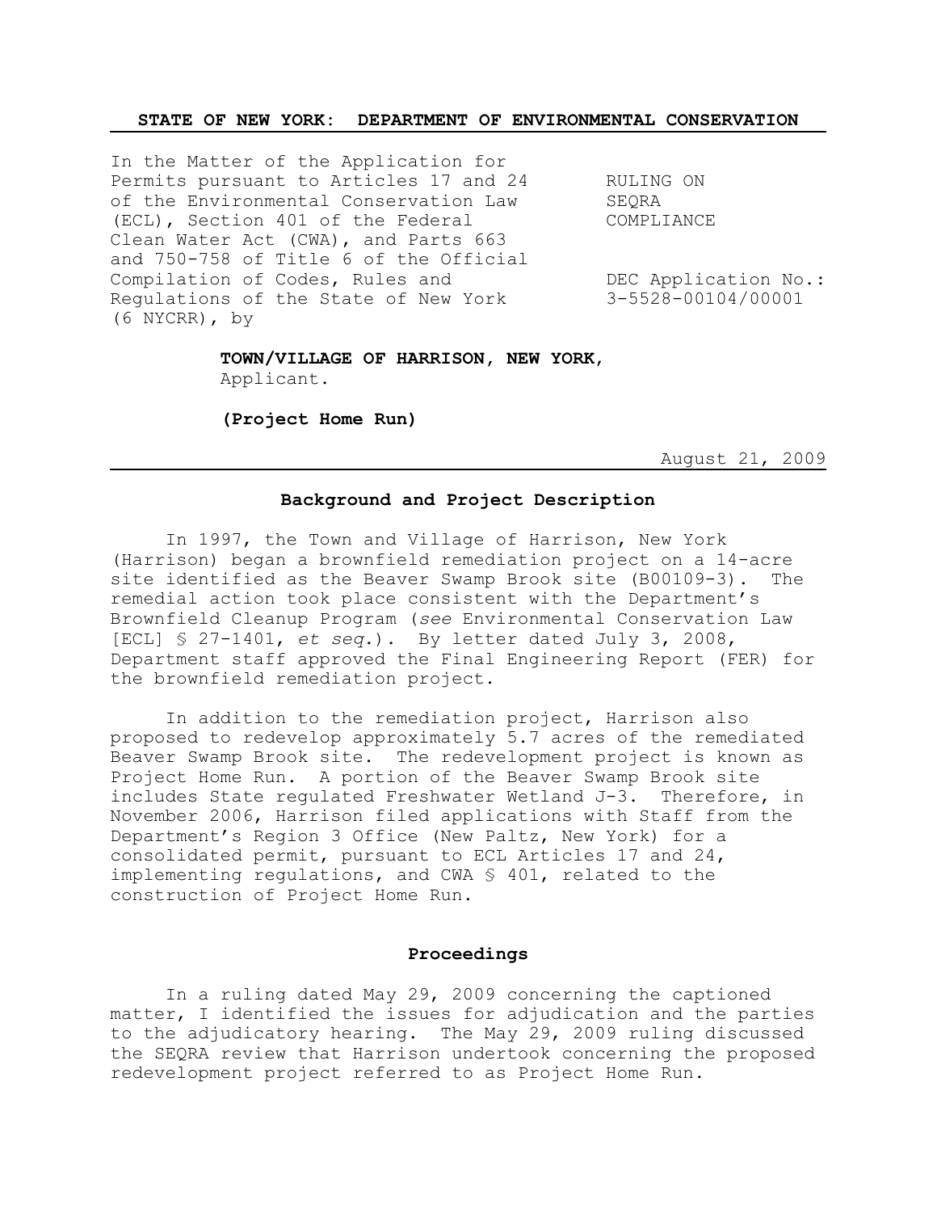**STATE OF NEW YORK: DEPARTMENT OF ENVIRONMENTAL CONSERVATION**

| | |
|---|---|
| In the Matter of the Application for Permits pursuant to Articles 17 and 24 of the Environmental Conservation Law (ECL), Section 401 of the Federal Clean Water Act (CWA), and Parts 663 and 750-758 of Title 6 of the Official Compilation of Codes, Rules and Regulations of the State of New York (6 NYCRR), by | RULING ON SEQRA COMPLIANCE<br><br>DEC Application No.: 3-5528-00104/00001 |

**TOWN/VILLAGE OF HARRISON, NEW YORK**, Applicant.

**(Project Home Run)**

August 21, 2009

## Background and Project Description

In 1997, the Town and Village of Harrison, New York (Harrison) began a brownfield remediation project on a 14-acre site identified as the Beaver Swamp Brook site (B00109-3). The remedial action took place consistent with the Department's Brownfield Cleanup Program (*see* Environmental Conservation Law [ECL] § 27-1401, *et seq*.). By letter dated July 3, 2008, Department staff approved the Final Engineering Report (FER) for the brownfield remediation project.

In addition to the remediation project, Harrison also proposed to redevelop approximately 5.7 acres of the remediated Beaver Swamp Brook site. The redevelopment project is known as Project Home Run. A portion of the Beaver Swamp Brook site includes State regulated Freshwater Wetland J-3. Therefore, in November 2006, Harrison filed applications with Staff from the Department's Region 3 Office (New Paltz, New York) for a consolidated permit, pursuant to ECL Articles 17 and 24, implementing regulations, and CWA § 401, related to the construction of Project Home Run.

## Proceedings

In a ruling dated May 29, 2009 concerning the captioned matter, I identified the issues for adjudication and the parties to the adjudicatory hearing. The May 29, 2009 ruling discussed the SEQRA review that Harrison undertook concerning the proposed redevelopment project referred to as Project Home Run.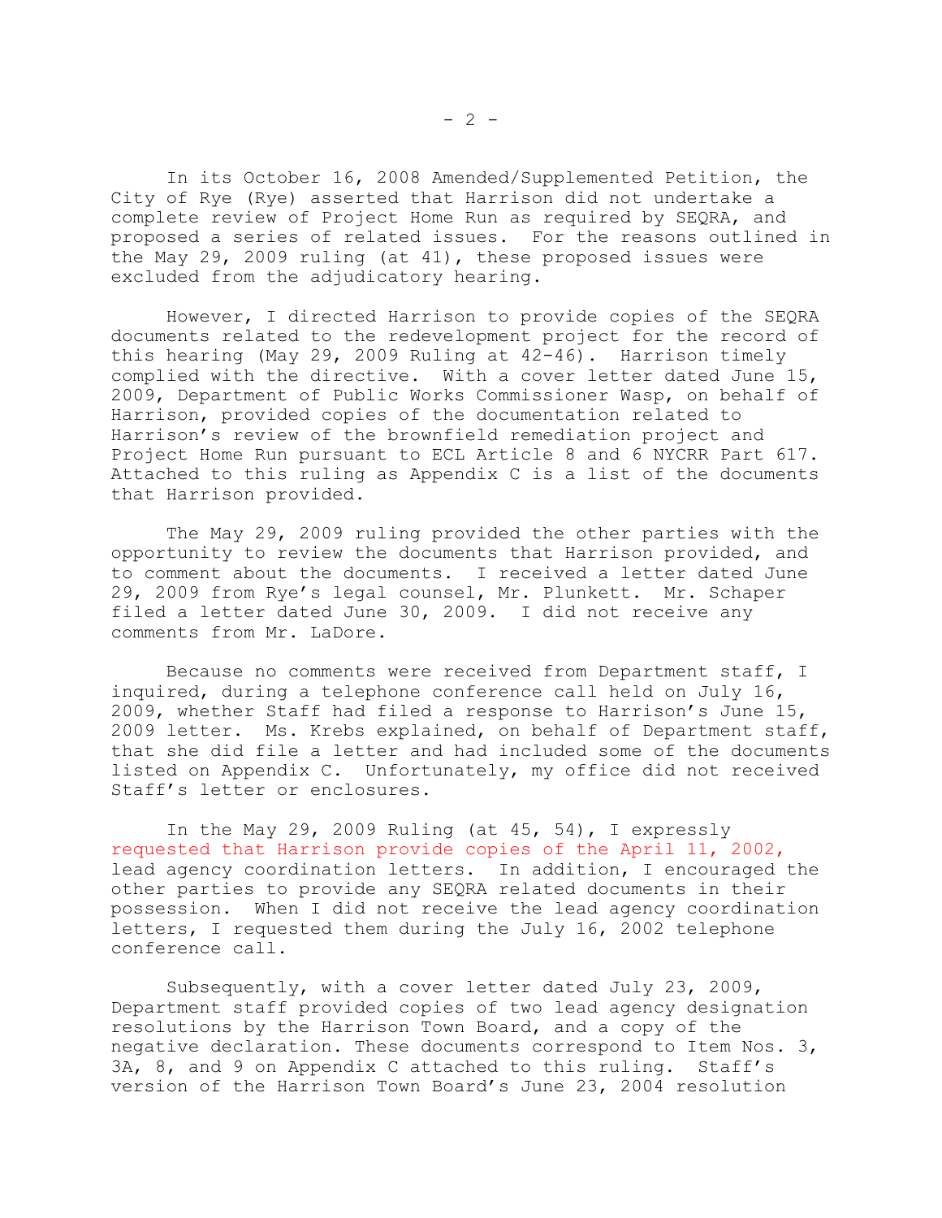In its October 16, 2008 Amended/Supplemented Petition, the City of Rye (Rye) asserted that Harrison did not undertake a complete review of Project Home Run as required by SEQRA, and proposed a series of related issues. For the reasons outlined in the May 29, 2009 ruling (at 41), these proposed issues were excluded from the adjudicatory hearing.

However, I directed Harrison to provide copies of the SEQRA documents related to the redevelopment project for the record of this hearing (May 29, 2009 Ruling at 42-46). Harrison timely complied with the directive. With a cover letter dated June 15, 2009, Department of Public Works Commissioner Wasp, on behalf of Harrison, provided copies of the documentation related to Harrison's review of the brownfield remediation project and Project Home Run pursuant to ECL Article 8 and 6 NYCRR Part 617. Attached to this ruling as Appendix C is a list of the documents that Harrison provided.

The May 29, 2009 ruling provided the other parties with the opportunity to review the documents that Harrison provided, and to comment about the documents. I received a letter dated June 29, 2009 from Rye's legal counsel, Mr. Plunkett. Mr. Schaper filed a letter dated June 30, 2009. I did not receive any comments from Mr. LaDore.

Because no comments were received from Department staff, I inquired, during a telephone conference call held on July 16, 2009, whether Staff had filed a response to Harrison's June 15, 2009 letter. Ms. Krebs explained, on behalf of Department staff, that she did file a letter and had included some of the documents listed on Appendix C. Unfortunately, my office did not received Staff's letter or enclosures.

In the May 29, 2009 Ruling (at 45, 54), I expressly requested that Harrison provide copies of the April 11, 2002, lead agency coordination letters. In addition, I encouraged the other parties to provide any SEQRA related documents in their possession. When I did not receive the lead agency coordination letters, I requested them during the July 16, 2002 telephone conference call.

Subsequently, with a cover letter dated July 23, 2009, Department staff provided copies of two lead agency designation resolutions by the Harrison Town Board, and a copy of the negative declaration. These documents correspond to Item Nos. 3, 3A, 8, and 9 on Appendix C attached to this ruling. Staff's version of the Harrison Town Board's June 23, 2004 resolution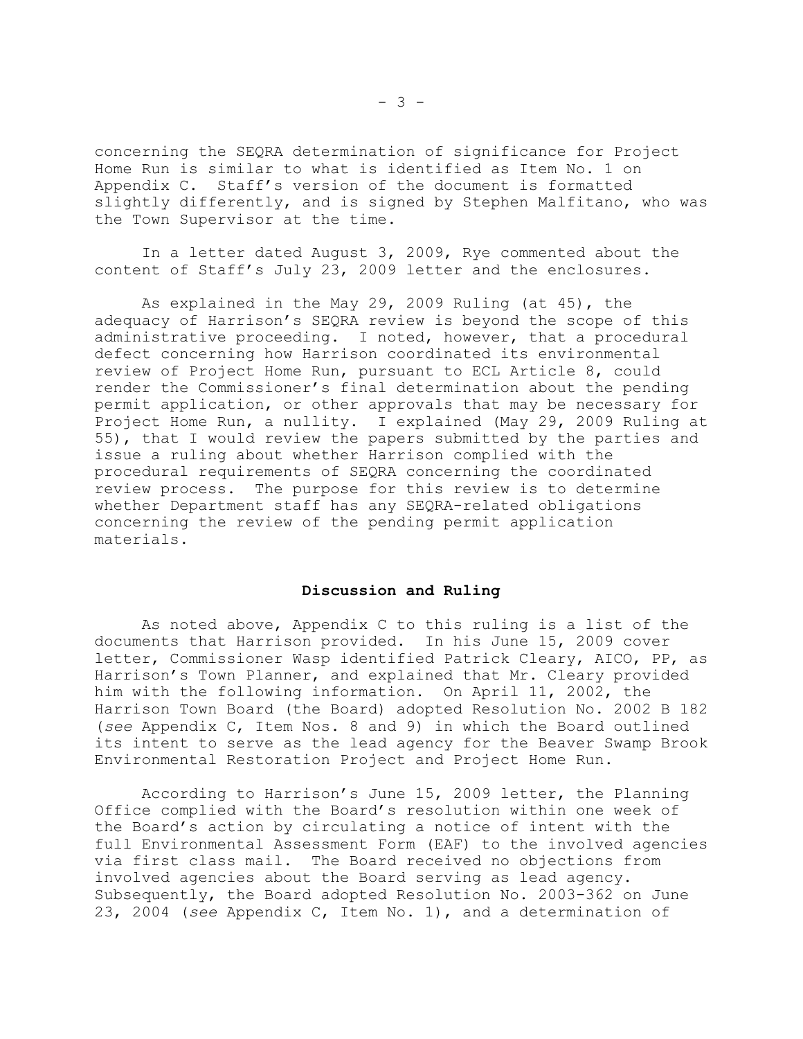concerning the SEQRA determination of significance for Project Home Run is similar to what is identified as Item No. 1 on Appendix C. Staff's version of the document is formatted slightly differently, and is signed by Stephen Malfitano, who was the Town Supervisor at the time.

In a letter dated August 3, 2009, Rye commented about the content of Staff's July 23, 2009 letter and the enclosures.

As explained in the May 29, 2009 Ruling (at 45), the adequacy of Harrison's SEQRA review is beyond the scope of this administrative proceeding. I noted, however, that a procedural defect concerning how Harrison coordinated its environmental review of Project Home Run, pursuant to ECL Article 8, could render the Commissioner's final determination about the pending permit application, or other approvals that may be necessary for Project Home Run, a nullity. I explained (May 29, 2009 Ruling at 55), that I would review the papers submitted by the parties and issue a ruling about whether Harrison complied with the procedural requirements of SEQRA concerning the coordinated review process. The purpose for this review is to determine whether Department staff has any SEQRA-related obligations concerning the review of the pending permit application materials.

## Discussion and Ruling

As noted above, Appendix C to this ruling is a list of the documents that Harrison provided. In his June 15, 2009 cover letter, Commissioner Wasp identified Patrick Cleary, AICO, PP, as Harrison's Town Planner, and explained that Mr. Cleary provided him with the following information. On April 11, 2002, the Harrison Town Board (the Board) adopted Resolution No. 2002 B 182 (*see* Appendix C, Item Nos. 8 and 9) in which the Board outlined its intent to serve as the lead agency for the Beaver Swamp Brook Environmental Restoration Project and Project Home Run.

According to Harrison's June 15, 2009 letter, the Planning Office complied with the Board's resolution within one week of the Board's action by circulating a notice of intent with the full Environmental Assessment Form (EAF) to the involved agencies via first class mail. The Board received no objections from involved agencies about the Board serving as lead agency. Subsequently, the Board adopted Resolution No. 2003-362 on June 23, 2004 (*see* Appendix C, Item No. 1), and a determination of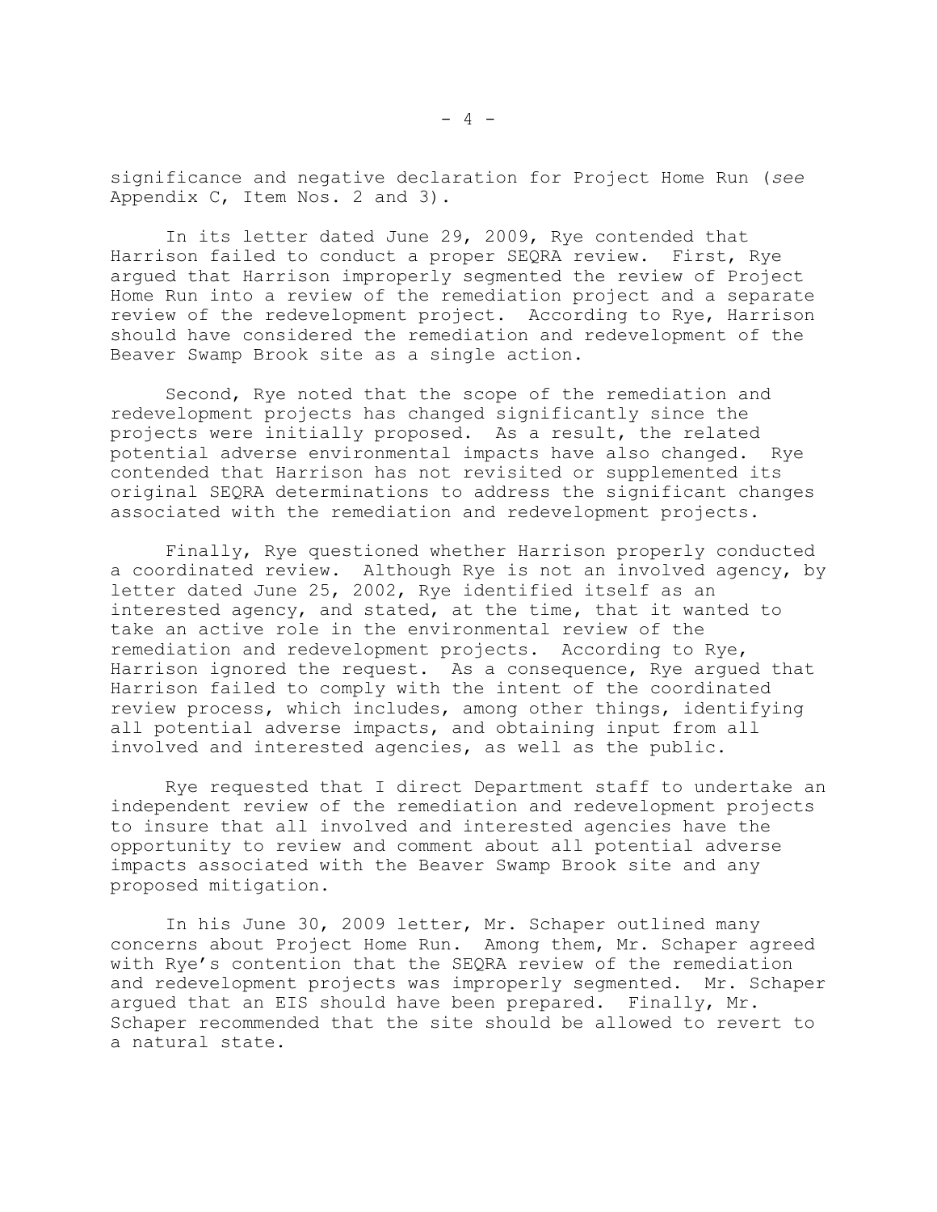significance and negative declaration for Project Home Run (*see* Appendix C, Item Nos. 2 and 3).

In its letter dated June 29, 2009, Rye contended that Harrison failed to conduct a proper SEQRA review. First, Rye argued that Harrison improperly segmented the review of Project Home Run into a review of the remediation project and a separate review of the redevelopment project. According to Rye, Harrison should have considered the remediation and redevelopment of the Beaver Swamp Brook site as a single action.

Second, Rye noted that the scope of the remediation and redevelopment projects has changed significantly since the projects were initially proposed. As a result, the related potential adverse environmental impacts have also changed. Rye contended that Harrison has not revisited or supplemented its original SEQRA determinations to address the significant changes associated with the remediation and redevelopment projects.

Finally, Rye questioned whether Harrison properly conducted a coordinated review. Although Rye is not an involved agency, by letter dated June 25, 2002, Rye identified itself as an interested agency, and stated, at the time, that it wanted to take an active role in the environmental review of the remediation and redevelopment projects. According to Rye, Harrison ignored the request. As a consequence, Rye argued that Harrison failed to comply with the intent of the coordinated review process, which includes, among other things, identifying all potential adverse impacts, and obtaining input from all involved and interested agencies, as well as the public.

Rye requested that I direct Department staff to undertake an independent review of the remediation and redevelopment projects to insure that all involved and interested agencies have the opportunity to review and comment about all potential adverse impacts associated with the Beaver Swamp Brook site and any proposed mitigation.

In his June 30, 2009 letter, Mr. Schaper outlined many concerns about Project Home Run. Among them, Mr. Schaper agreed with Rye's contention that the SEQRA review of the remediation and redevelopment projects was improperly segmented. Mr. Schaper argued that an EIS should have been prepared. Finally, Mr. Schaper recommended that the site should be allowed to revert to a natural state.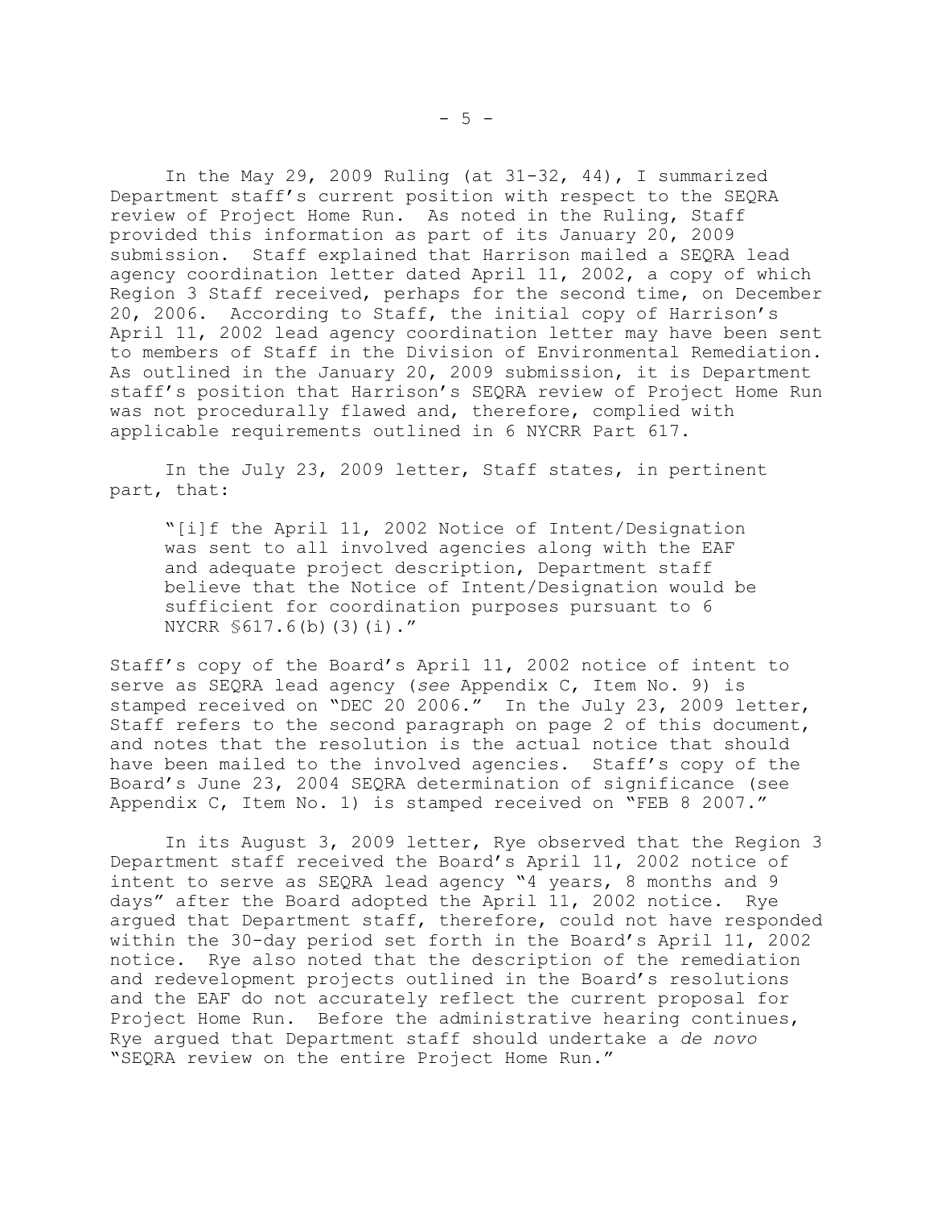In the May 29, 2009 Ruling (at 31-32, 44), I summarized Department staff's current position with respect to the SEQRA review of Project Home Run. As noted in the Ruling, Staff provided this information as part of its January 20, 2009 submission. Staff explained that Harrison mailed a SEQRA lead agency coordination letter dated April 11, 2002, a copy of which Region 3 Staff received, perhaps for the second time, on December 20, 2006. According to Staff, the initial copy of Harrison's April 11, 2002 lead agency coordination letter may have been sent to members of Staff in the Division of Environmental Remediation. As outlined in the January 20, 2009 submission, it is Department staff's position that Harrison's SEQRA review of Project Home Run was not procedurally flawed and, therefore, complied with applicable requirements outlined in 6 NYCRR Part 617.

In the July 23, 2009 letter, Staff states, in pertinent part, that:

> "[i]f the April 11, 2002 Notice of Intent/Designation was sent to all involved agencies along with the EAF and adequate project description, Department staff believe that the Notice of Intent/Designation would be sufficient for coordination purposes pursuant to 6 NYCRR §617.6(b)(3)(i)."

Staff's copy of the Board's April 11, 2002 notice of intent to serve as SEQRA lead agency (*see* Appendix C, Item No. 9) is stamped received on "DEC 20 2006." In the July 23, 2009 letter, Staff refers to the second paragraph on page 2 of this document, and notes that the resolution is the actual notice that should have been mailed to the involved agencies. Staff's copy of the Board's June 23, 2004 SEQRA determination of significance (see Appendix C, Item No. 1) is stamped received on "FEB 8 2007."

In its August 3, 2009 letter, Rye observed that the Region 3 Department staff received the Board's April 11, 2002 notice of intent to serve as SEQRA lead agency "4 years, 8 months and 9 days" after the Board adopted the April 11, 2002 notice. Rye argued that Department staff, therefore, could not have responded within the 30-day period set forth in the Board's April 11, 2002 notice. Rye also noted that the description of the remediation and redevelopment projects outlined in the Board's resolutions and the EAF do not accurately reflect the current proposal for Project Home Run. Before the administrative hearing continues, Rye argued that Department staff should undertake a *de novo* "SEQRA review on the entire Project Home Run."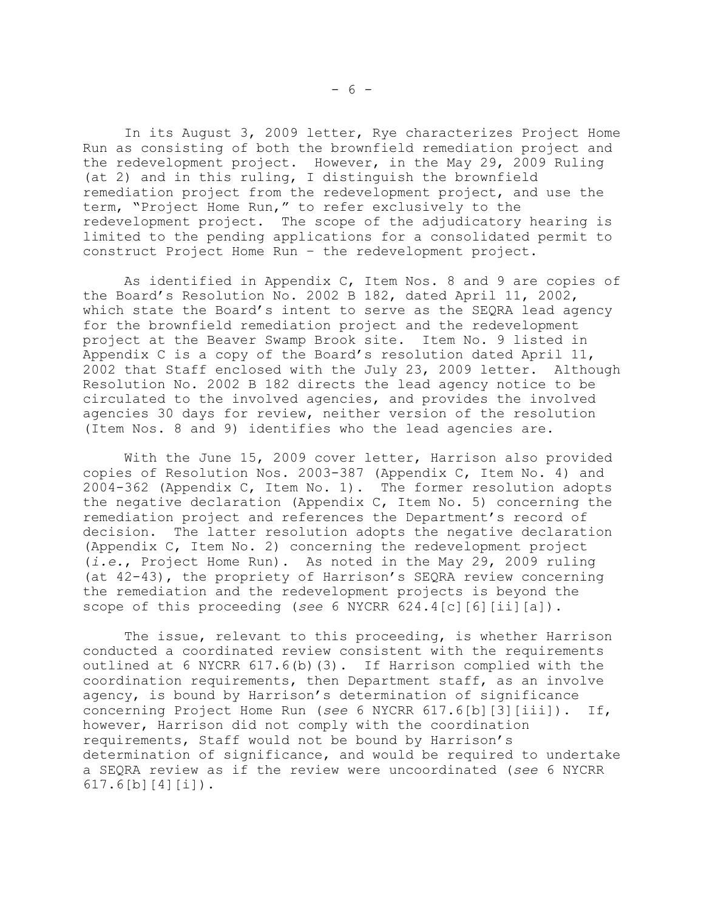In its August 3, 2009 letter, Rye characterizes Project Home Run as consisting of both the brownfield remediation project and the redevelopment project. However, in the May 29, 2009 Ruling (at 2) and in this ruling, I distinguish the brownfield remediation project from the redevelopment project, and use the term, "Project Home Run," to refer exclusively to the redevelopment project. The scope of the adjudicatory hearing is limited to the pending applications for a consolidated permit to construct Project Home Run – the redevelopment project.

As identified in Appendix C, Item Nos. 8 and 9 are copies of the Board's Resolution No. 2002 B 182, dated April 11, 2002, which state the Board's intent to serve as the SEQRA lead agency for the brownfield remediation project and the redevelopment project at the Beaver Swamp Brook site. Item No. 9 listed in Appendix C is a copy of the Board's resolution dated April 11, 2002 that Staff enclosed with the July 23, 2009 letter. Although Resolution No. 2002 B 182 directs the lead agency notice to be circulated to the involved agencies, and provides the involved agencies 30 days for review, neither version of the resolution (Item Nos. 8 and 9) identifies who the lead agencies are.

With the June 15, 2009 cover letter, Harrison also provided copies of Resolution Nos. 2003-387 (Appendix C, Item No. 4) and 2004-362 (Appendix C, Item No. 1). The former resolution adopts the negative declaration (Appendix C, Item No. 5) concerning the remediation project and references the Department's record of decision. The latter resolution adopts the negative declaration (Appendix C, Item No. 2) concerning the redevelopment project (*i.e.*, Project Home Run). As noted in the May 29, 2009 ruling (at 42-43), the propriety of Harrison's SEQRA review concerning the remediation and the redevelopment projects is beyond the scope of this proceeding (*see* 6 NYCRR 624.4[c][6][ii][a]).

The issue, relevant to this proceeding, is whether Harrison conducted a coordinated review consistent with the requirements outlined at 6 NYCRR 617.6(b)(3). If Harrison complied with the coordination requirements, then Department staff, as an involve agency, is bound by Harrison's determination of significance concerning Project Home Run (*see* 6 NYCRR 617.6[b][3][iii]). If, however, Harrison did not comply with the coordination requirements, Staff would not be bound by Harrison's determination of significance, and would be required to undertake a SEQRA review as if the review were uncoordinated (*see* 6 NYCRR 617.6[b][4][i]).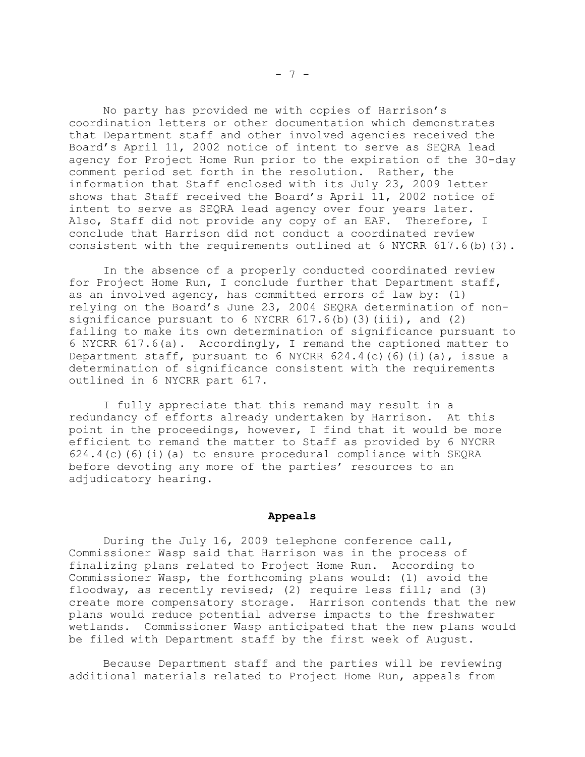No party has provided me with copies of Harrison's coordination letters or other documentation which demonstrates that Department staff and other involved agencies received the Board's April 11, 2002 notice of intent to serve as SEQRA lead agency for Project Home Run prior to the expiration of the 30-day comment period set forth in the resolution. Rather, the information that Staff enclosed with its July 23, 2009 letter shows that Staff received the Board's April 11, 2002 notice of intent to serve as SEQRA lead agency over four years later. Also, Staff did not provide any copy of an EAF. Therefore, I conclude that Harrison did not conduct a coordinated review consistent with the requirements outlined at 6 NYCRR 617.6(b)(3).

In the absence of a properly conducted coordinated review for Project Home Run, I conclude further that Department staff, as an involved agency, has committed errors of law by: (1) relying on the Board's June 23, 2004 SEQRA determination of non-significance pursuant to 6 NYCRR 617.6(b)(3)(iii), and (2) failing to make its own determination of significance pursuant to 6 NYCRR 617.6(a). Accordingly, I remand the captioned matter to Department staff, pursuant to 6 NYCRR 624.4(c)(6)(i)(a), issue a determination of significance consistent with the requirements outlined in 6 NYCRR part 617.

I fully appreciate that this remand may result in a redundancy of efforts already undertaken by Harrison. At this point in the proceedings, however, I find that it would be more efficient to remand the matter to Staff as provided by 6 NYCRR 624.4(c)(6)(i)(a) to ensure procedural compliance with SEQRA before devoting any more of the parties' resources to an adjudicatory hearing.

## Appeals

During the July 16, 2009 telephone conference call, Commissioner Wasp said that Harrison was in the process of finalizing plans related to Project Home Run. According to Commissioner Wasp, the forthcoming plans would: (1) avoid the floodway, as recently revised; (2) require less fill; and (3) create more compensatory storage. Harrison contends that the new plans would reduce potential adverse impacts to the freshwater wetlands. Commissioner Wasp anticipated that the new plans would be filed with Department staff by the first week of August.

Because Department staff and the parties will be reviewing additional materials related to Project Home Run, appeals from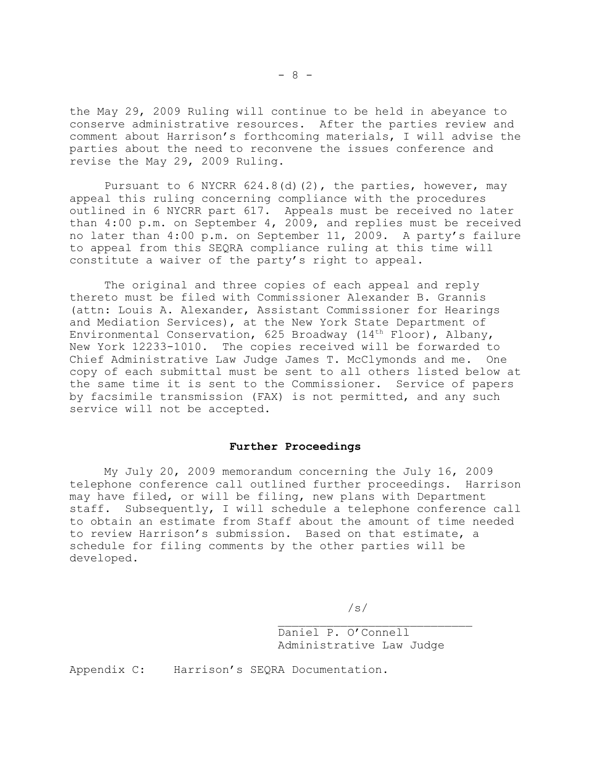the May 29, 2009 Ruling will continue to be held in abeyance to conserve administrative resources. After the parties review and comment about Harrison's forthcoming materials, I will advise the parties about the need to reconvene the issues conference and revise the May 29, 2009 Ruling.

Pursuant to 6 NYCRR 624.8(d)(2), the parties, however, may appeal this ruling concerning compliance with the procedures outlined in 6 NYCRR part 617. Appeals must be received no later than 4:00 p.m. on September 4, 2009, and replies must be received no later than 4:00 p.m. on September 11, 2009. A party's failure to appeal from this SEQRA compliance ruling at this time will constitute a waiver of the party's right to appeal.

The original and three copies of each appeal and reply thereto must be filed with Commissioner Alexander B. Grannis (attn: Louis A. Alexander, Assistant Commissioner for Hearings and Mediation Services), at the New York State Department of Environmental Conservation, 625 Broadway (14th Floor), Albany, New York 12233-1010. The copies received will be forwarded to Chief Administrative Law Judge James T. McClymonds and me. One copy of each submittal must be sent to all others listed below at the same time it is sent to the Commissioner. Service of papers by facsimile transmission (FAX) is not permitted, and any such service will not be accepted.

**Further Proceedings**

My July 20, 2009 memorandum concerning the July 16, 2009 telephone conference call outlined further proceedings. Harrison may have filed, or will be filing, new plans with Department staff. Subsequently, I will schedule a telephone conference call to obtain an estimate from Staff about the amount of time needed to review Harrison's submission. Based on that estimate, a schedule for filing comments by the other parties will be developed.

/s/
\_\_\_\_\_\_\_\_\_\_\_\_\_\_\_\_\_\_\_\_\_\_\_\_\_\_\_\_\_\_
Daniel P. O'Connell
Administrative Law Judge

Appendix C: Harrison's SEQRA Documentation.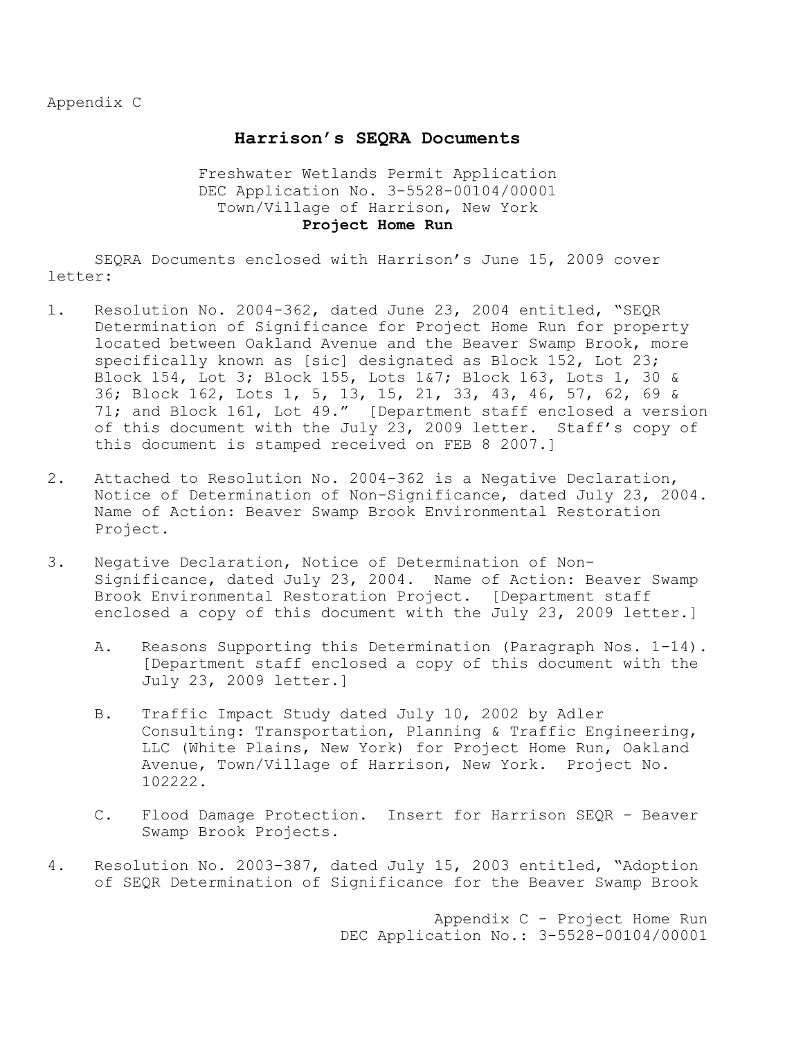Appendix C

## Harrison's SEQRA Documents

Freshwater Wetlands Permit Application
DEC Application No. 3-5528-00104/00001
Town/Village of Harrison, New York
**Project Home Run**

SEQRA Documents enclosed with Harrison's June 15, 2009 cover letter:

1. Resolution No. 2004-362, dated June 23, 2004 entitled, "SEQR Determination of Significance for Project Home Run for property located between Oakland Avenue and the Beaver Swamp Brook, more specifically known as [sic] designated as Block 152, Lot 23; Block 154, Lot 3; Block 155, Lots 1&7; Block 163, Lots 1, 30 & 36; Block 162, Lots 1, 5, 13, 15, 21, 33, 43, 46, 57, 62, 69 & 71; and Block 161, Lot 49." [Department staff enclosed a version of this document with the July 23, 2009 letter. Staff's copy of this document is stamped received on FEB 8 2007.]

2. Attached to Resolution No. 2004-362 is a Negative Declaration, Notice of Determination of Non-Significance, dated July 23, 2004. Name of Action: Beaver Swamp Brook Environmental Restoration Project.

3. Negative Declaration, Notice of Determination of Non-Significance, dated July 23, 2004. Name of Action: Beaver Swamp Brook Environmental Restoration Project. [Department staff enclosed a copy of this document with the July 23, 2009 letter.]

   A. Reasons Supporting this Determination (Paragraph Nos. 1-14). [Department staff enclosed a copy of this document with the July 23, 2009 letter.]

   B. Traffic Impact Study dated July 10, 2002 by Adler Consulting: Transportation, Planning & Traffic Engineering, LLC (White Plains, New York) for Project Home Run, Oakland Avenue, Town/Village of Harrison, New York. Project No. 102222.

   C. Flood Damage Protection. Insert for Harrison SEQR - Beaver Swamp Brook Projects.

4. Resolution No. 2003-387, dated July 15, 2003 entitled, "Adoption of SEQR Determination of Significance for the Beaver Swamp Brook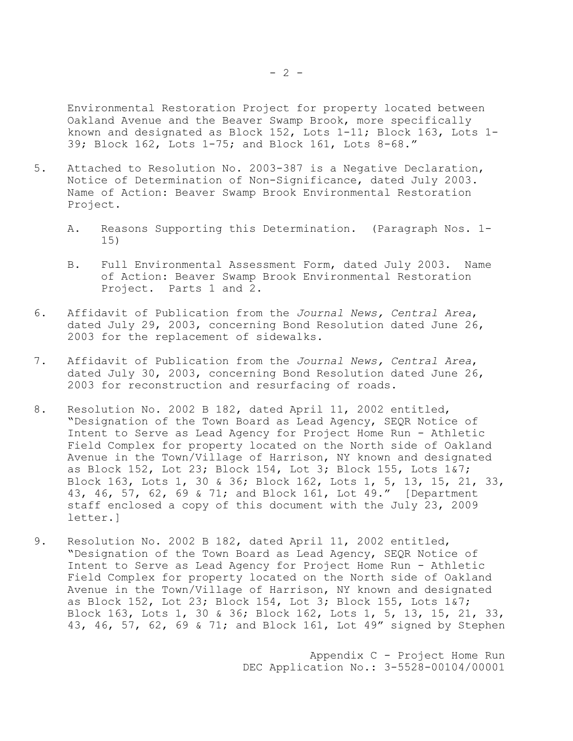Environmental Restoration Project for property located between Oakland Avenue and the Beaver Swamp Brook, more specifically known and designated as Block 152, Lots 1-11; Block 163, Lots 1-39; Block 162, Lots 1-75; and Block 161, Lots 8-68."

5. Attached to Resolution No. 2003-387 is a Negative Declaration, Notice of Determination of Non-Significance, dated July 2003. Name of Action: Beaver Swamp Brook Environmental Restoration Project.

   A. Reasons Supporting this Determination. (Paragraph Nos. 1-15)

   B. Full Environmental Assessment Form, dated July 2003. Name of Action: Beaver Swamp Brook Environmental Restoration Project. Parts 1 and 2.

6. Affidavit of Publication from the *Journal News, Central Area*, dated July 29, 2003, concerning Bond Resolution dated June 26, 2003 for the replacement of sidewalks.

7. Affidavit of Publication from the *Journal News, Central Area*, dated July 30, 2003, concerning Bond Resolution dated June 26, 2003 for reconstruction and resurfacing of roads.

8. Resolution No. 2002 B 182, dated April 11, 2002 entitled, "Designation of the Town Board as Lead Agency, SEQR Notice of Intent to Serve as Lead Agency for Project Home Run - Athletic Field Complex for property located on the North side of Oakland Avenue in the Town/Village of Harrison, NY known and designated as Block 152, Lot 23; Block 154, Lot 3; Block 155, Lots 1&7; Block 163, Lots 1, 30 & 36; Block 162, Lots 1, 5, 13, 15, 21, 33, 43, 46, 57, 62, 69 & 71; and Block 161, Lot 49." [Department staff enclosed a copy of this document with the July 23, 2009 letter.]

9. Resolution No. 2002 B 182, dated April 11, 2002 entitled, "Designation of the Town Board as Lead Agency, SEQR Notice of Intent to Serve as Lead Agency for Project Home Run - Athletic Field Complex for property located on the North side of Oakland Avenue in the Town/Village of Harrison, NY known and designated as Block 152, Lot 23; Block 154, Lot 3; Block 155, Lots 1&7; Block 163, Lots 1, 30 & 36; Block 162, Lots 1, 5, 13, 15, 21, 33, 43, 46, 57, 62, 69 & 71; and Block 161, Lot 49" signed by Stephen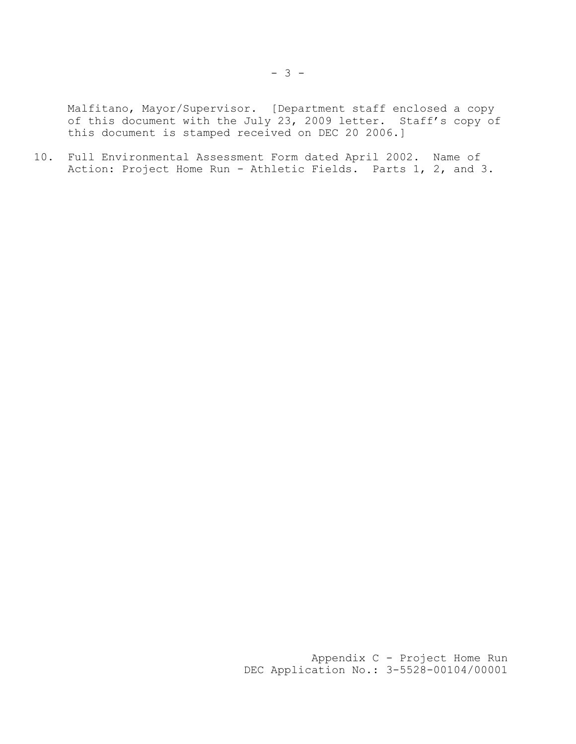Malfitano, Mayor/Supervisor. [Department staff enclosed a copy of this document with the July 23, 2009 letter. Staff's copy of this document is stamped received on DEC 20 2006.]

10. Full Environmental Assessment Form dated April 2002. Name of Action: Project Home Run - Athletic Fields. Parts 1, 2, and 3.

Appendix C - Project Home Run
DEC Application No.: 3-5528-00104/00001